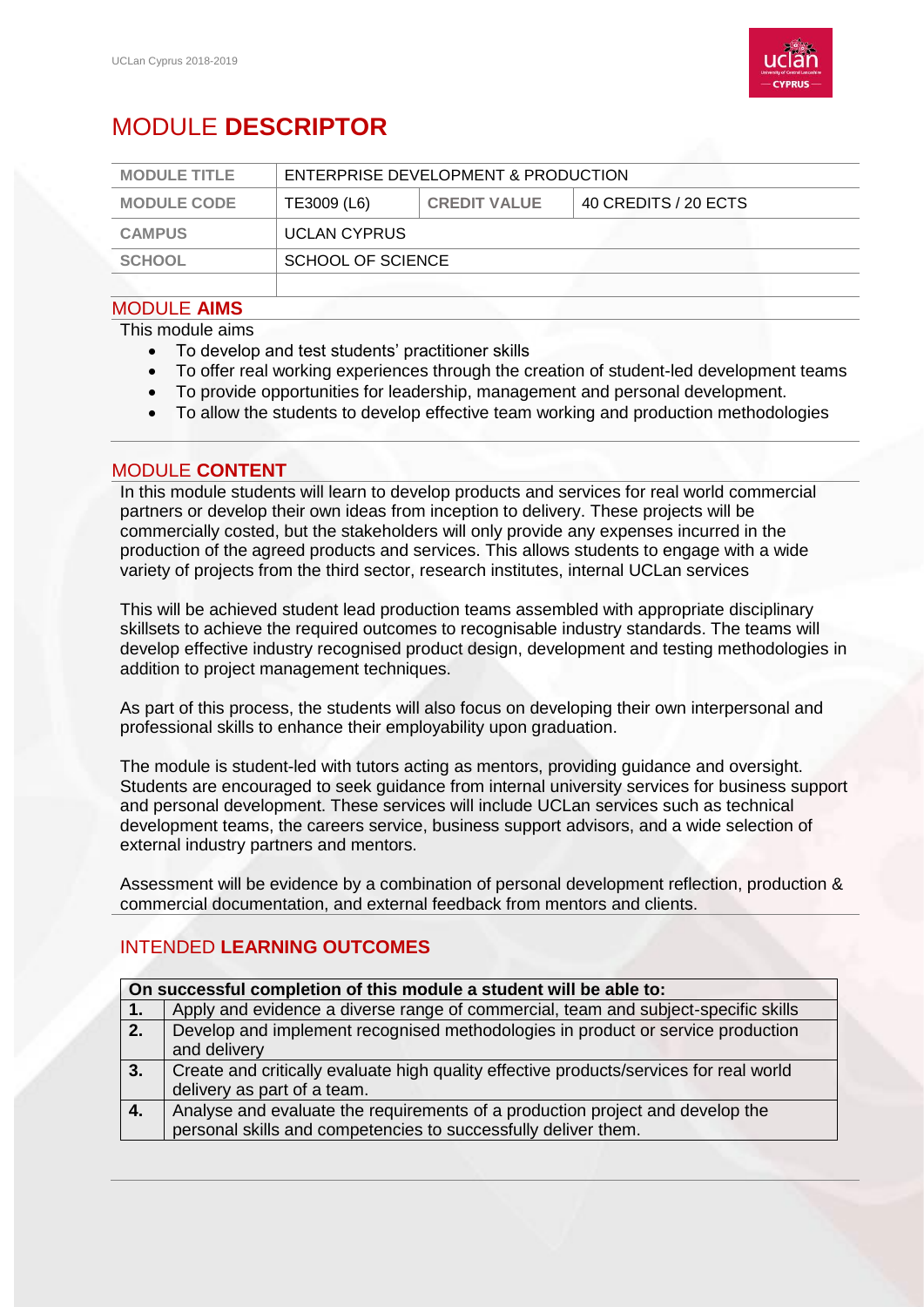# MODULE **DESCRIPTOR**

| MODULE TITLE | ENTERPRISE DEVELOPMENT & PRODUCTION | | |
|---|---|---|---|
| MODULE CODE | TE3009 (L6) | CREDIT VALUE | 40 CREDITS / 20 ECTS |
| CAMPUS | UCLAN CYPRUS | | |
| SCHOOL | SCHOOL OF SCIENCE | | |

## MODULE **AIMS**

This module aims

- To develop and test students' practitioner skills
- To offer real working experiences through the creation of student-led development teams
- To provide opportunities for leadership, management and personal development.
- To allow the students to develop effective team working and production methodologies

## MODULE **CONTENT**

In this module students will learn to develop products and services for real world commercial partners or develop their own ideas from inception to delivery. These projects will be commercially costed, but the stakeholders will only provide any expenses incurred in the production of the agreed products and services. This allows students to engage with a wide variety of projects from the third sector, research institutes, internal UCLan services

This will be achieved student lead production teams assembled with appropriate disciplinary skillsets to achieve the required outcomes to recognisable industry standards. The teams will develop effective industry recognised product design, development and testing methodologies in addition to project management techniques.

As part of this process, the students will also focus on developing their own interpersonal and professional skills to enhance their employability upon graduation.

The module is student-led with tutors acting as mentors, providing guidance and oversight. Students are encouraged to seek guidance from internal university services for business support and personal development. These services will include UCLan services such as technical development teams, the careers service, business support advisors, and a wide selection of external industry partners and mentors.

Assessment will be evidence by a combination of personal development reflection, production & commercial documentation, and external feedback from mentors and clients.

## INTENDED **LEARNING OUTCOMES**

| On successful completion of this module a student will be able to: | |
|---|---|
| **1.** | Apply and evidence a diverse range of commercial, team and subject-specific skills |
| **2.** | Develop and implement recognised methodologies in product or service production and delivery |
| **3.** | Create and critically evaluate high quality effective products/services for real world delivery as part of a team. |
| **4.** | Analyse and evaluate the requirements of a production project and develop the personal skills and competencies to successfully deliver them. |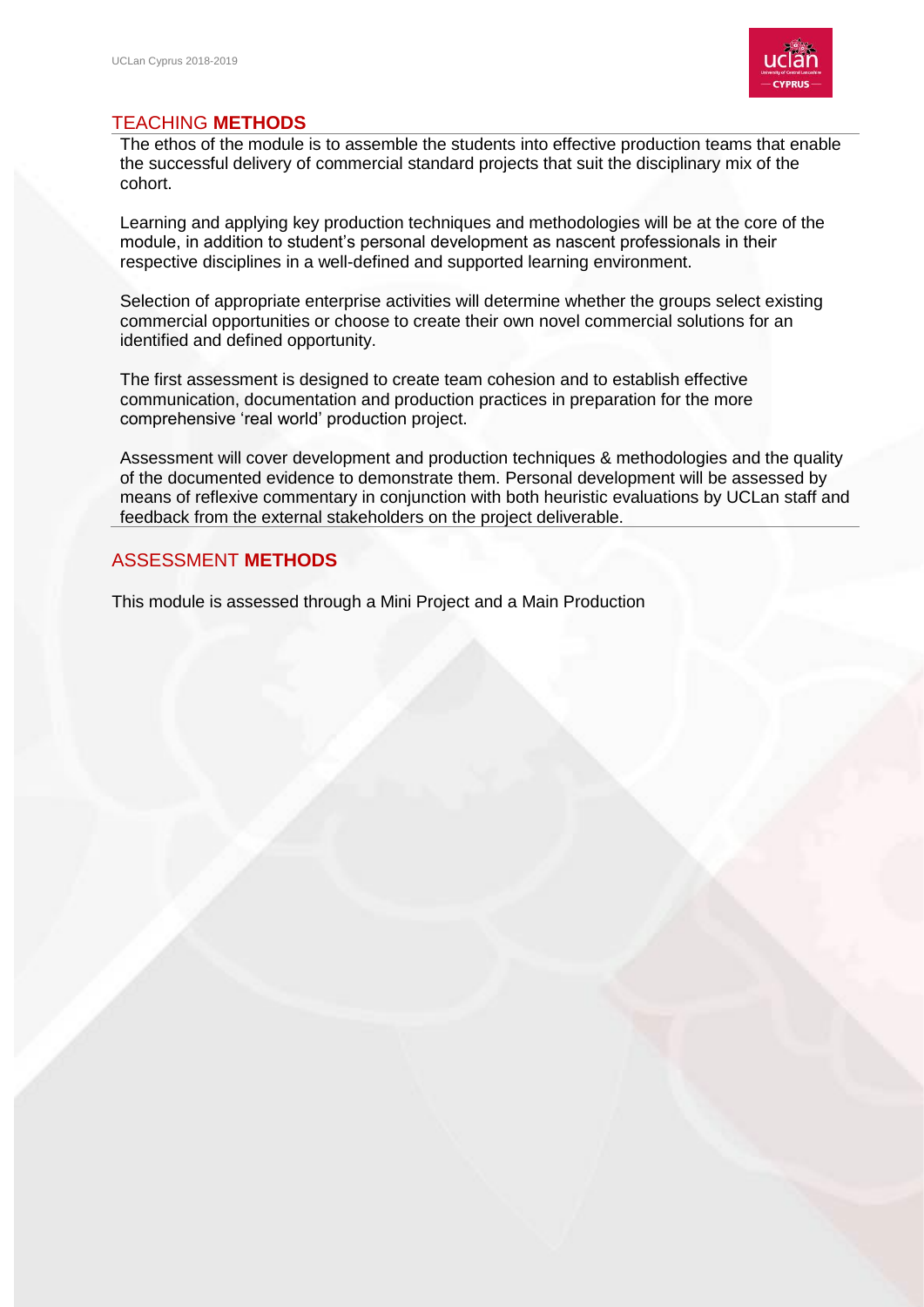## TEACHING **METHODS**

The ethos of the module is to assemble the students into effective production teams that enable the successful delivery of commercial standard projects that suit the disciplinary mix of the cohort.

Learning and applying key production techniques and methodologies will be at the core of the module, in addition to student's personal development as nascent professionals in their respective disciplines in a well-defined and supported learning environment.

Selection of appropriate enterprise activities will determine whether the groups select existing commercial opportunities or choose to create their own novel commercial solutions for an identified and defined opportunity.

The first assessment is designed to create team cohesion and to establish effective communication, documentation and production practices in preparation for the more comprehensive 'real world' production project.

Assessment will cover development and production techniques & methodologies and the quality of the documented evidence to demonstrate them. Personal development will be assessed by means of reflexive commentary in conjunction with both heuristic evaluations by UCLan staff and feedback from the external stakeholders on the project deliverable.

## ASSESSMENT **METHODS**

This module is assessed through a Mini Project and a Main Production